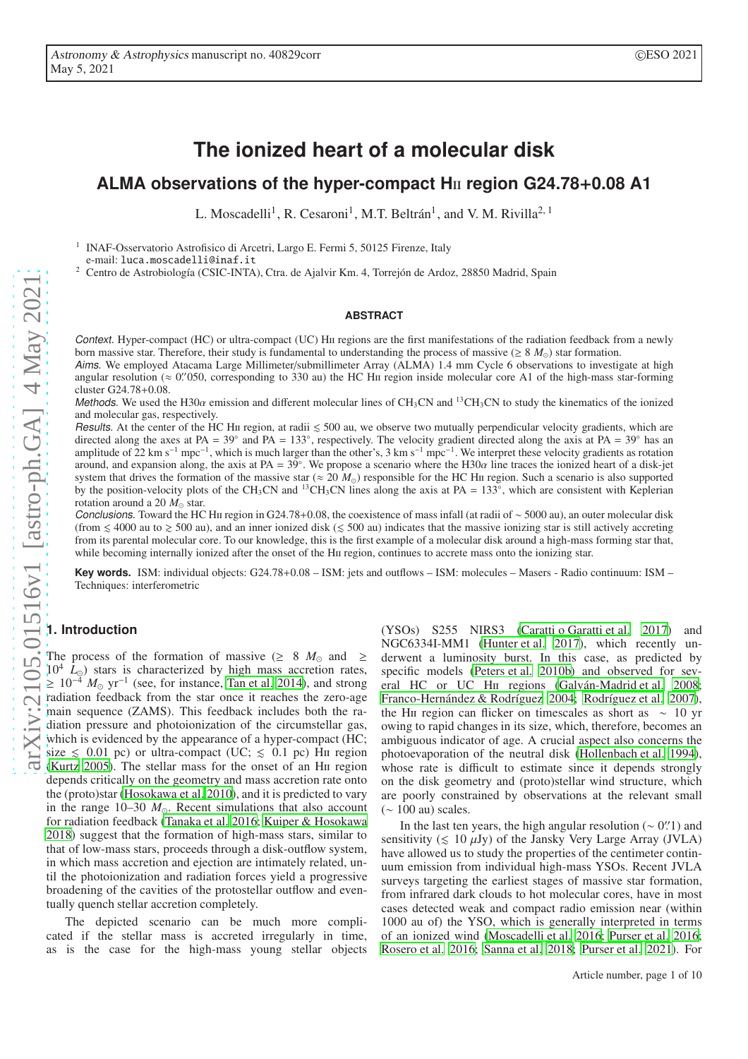# The ionized heart of a molecular disk

## ALMA observations of the hyper-compact HII region G24.78+0.08 A1

L. Moscadelli[1], R. Cesaroni[1], M.T. Beltrán[1], and V. M. Rivilla[2,1]

[1] INAF-Osservatorio Astrofisico di Arcetri, Largo E. Fermi 5, 50125 Firenze, Italy
e-mail: luca.moscadelli@inaf.it

[2] Centro de Astrobiología (CSIC-INTA), Ctra. de Ajalvir Km. 4, Torrejón de Ardoz, 28850 Madrid, Spain

### ABSTRACT

*Context.* Hyper-compact (HC) or ultra-compact (UC) HII regions are the first manifestations of the radiation feedback from a newly born massive star. Therefore, their study is fundamental to understanding the process of massive ($\geq 8\ M_\odot$) star formation.

*Aims.* We employed Atacama Large Millimeter/submillimeter Array (ALMA) 1.4 mm Cycle 6 observations to investigate at high angular resolution ($\approx 0''.050$, corresponding to 330 au) the HC HII region inside molecular core A1 of the high-mass star-forming cluster G24.78+0.08.

*Methods.* We used the H30$\alpha$ emission and different molecular lines of $CH_3CN$ and $^{13}CH_3CN$ to study the kinematics of the ionized and molecular gas, respectively.

*Results.* At the center of the HC HII region, at radii $\lesssim 500$ au, we observe two mutually perpendicular velocity gradients, which are directed along the axes at PA = 39° and PA = 133°, respectively. The velocity gradient directed along the axis at PA = 39° has an amplitude of 22 km s$^{-1}$ mpc$^{-1}$, which is much larger than the other's, 3 km s$^{-1}$ mpc$^{-1}$. We interpret these velocity gradients as rotation around, and expansion along, the axis at PA = 39°. We propose a scenario where the H30$\alpha$ line traces the ionized heart of a disk-jet system that drives the formation of the massive star ($\approx 20\ M_\odot$) responsible for the HC HII region. Such a scenario is also supported by the position-velocity plots of the $CH_3CN$ and $^{13}CH_3CN$ lines along the axis at PA = 133°, which are consistent with Keplerian rotation around a 20 $M_\odot$ star.

*Conclusions.* Toward the HC HII region in G24.78+0.08, the coexistence of mass infall (at radii of $\sim 5000$ au), an outer molecular disk (from $\lesssim 4000$ au to $\gtrsim 500$ au), and an inner ionized disk ($\lesssim 500$ au) indicates that the massive ionizing star is still actively accreting from its parental molecular core. To our knowledge, this is the first example of a molecular disk around a high-mass forming star that, while becoming internally ionized after the onset of the HII region, continues to accrete mass onto the ionizing star.

**Key words.** ISM: individual objects: G24.78+0.08 – ISM: jets and outflows – ISM: molecules – Masers - Radio continuum: ISM – Techniques: interferometric

## 1. Introduction

The process of the formation of massive ($\geq 8\ M_\odot$ and $\geq 10^4\ L_\odot$) stars is characterized by high mass accretion rates, $\geq 10^{-4}\ M_\odot$ yr$^{-1}$ (see, for instance, Tan et al. 2014), and strong radiation feedback from the star once it reaches the zero-age main sequence (ZAMS). This feedback includes both the radiation pressure and photoionization of the circumstellar gas, which is evidenced by the appearance of a hyper-compact (HC; size $\lesssim 0.01$ pc) or ultra-compact (UC; $\lesssim 0.1$ pc) HII region (Kurtz 2005). The stellar mass for the onset of an HII region depends critically on the geometry and mass accretion rate onto the (proto)star (Hosokawa et al. 2010), and it is predicted to vary in the range 10–30 $M_\odot$. Recent simulations that also account for radiation feedback (Tanaka et al. 2016; Kuiper & Hosokawa 2018) suggest that the formation of high-mass stars, similar to that of low-mass stars, proceeds through a disk-outflow system, in which mass accretion and ejection are intimately related, until the photoionization and radiation forces yield a progressive broadening of the cavities of the protostellar outflow and eventually quench stellar accretion completely.

The depicted scenario can be much more complicated if the stellar mass is accreted irregularly in time, as is the case for the high-mass young stellar objects (YSOs) S255 NIRS3 (Caratti o Garatti et al. 2017) and NGC6334I-MM1 (Hunter et al. 2017), which recently underwent a luminosity burst. In this case, as predicted by specific models (Peters et al. 2010b) and observed for several HC or UC HII regions (Galván-Madrid et al. 2008; Franco-Hernández & Rodríguez 2004; Rodríguez et al. 2007), the HII region can flicker on timescales as short as $\sim 10$ yr owing to rapid changes in its size, which, therefore, becomes an ambiguous indicator of age. A crucial aspect also concerns the photoevaporation of the neutral disk (Hollenbach et al. 1994), whose rate is difficult to estimate since it depends strongly on the disk geometry and (proto)stellar wind structure, which are poorly constrained by observations at the relevant small ($\sim 100$ au) scales.

In the last ten years, the high angular resolution ($\sim 0''.1$) and sensitivity ($\lesssim 10\ \mu$Jy) of the Jansky Very Large Array (JVLA) have allowed us to study the properties of the centimeter continuum emission from individual high-mass YSOs. Recent JVLA surveys targeting the earliest stages of massive star formation, from infrared dark clouds to hot molecular cores, have in most cases detected weak and compact radio emission near (within 1000 au of) the YSO, which is generally interpreted in terms of an ionized wind (Moscadelli et al. 2016; Purser et al. 2016; Rosero et al. 2016; Sanna et al. 2018; Purser et al. 2021). For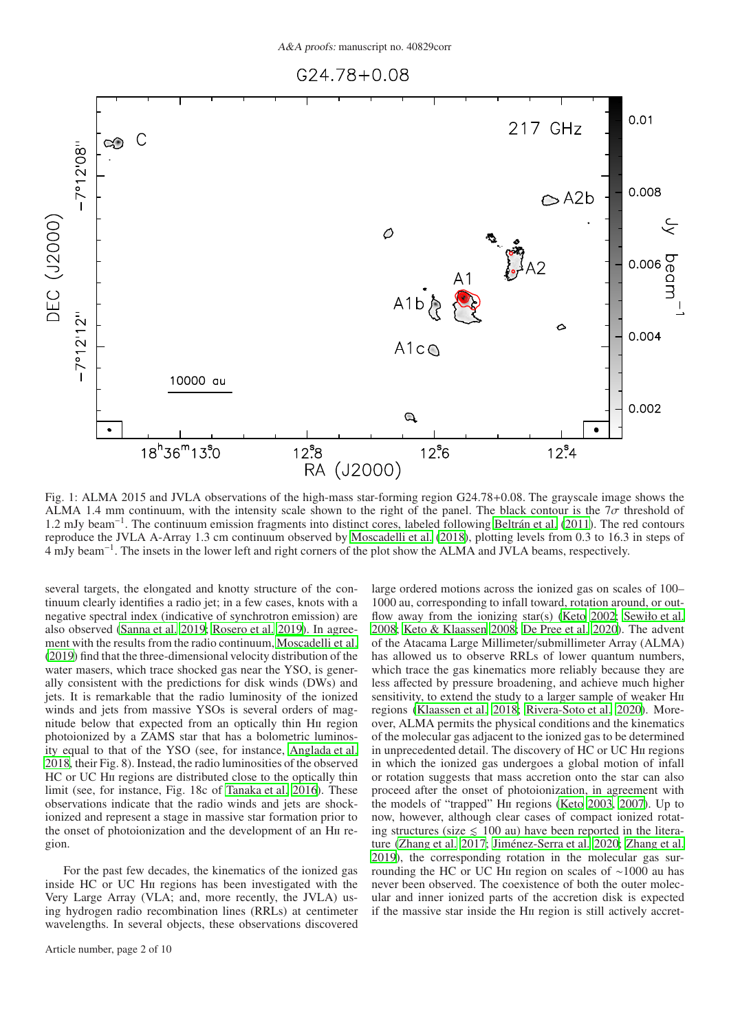Fig. 1: ALMA 2015 and JVLA observations of the high-mass star-forming region G24.78+0.08. The grayscale image shows the ALMA 1.4 mm continuum, with the intensity scale shown to the right of the panel. The black contour is the $7\sigma$ threshold of 1.2 mJy beam$^{-1}$. The continuum emission fragments into distinct cores, labeled following Beltrán et al. (2011). The red contours reproduce the JVLA A-Array 1.3 cm continuum observed by Moscadelli et al. (2018), plotting levels from 0.3 to 16.3 in steps of 4 mJy beam$^{-1}$. The insets in the lower left and right corners of the plot show the ALMA and JVLA beams, respectively.

several targets, the elongated and knotty structure of the continuum clearly identifies a radio jet; in a few cases, knots with a negative spectral index (indicative of synchrotron emission) are also observed (Sanna et al. 2019; Rosero et al. 2019). In agreement with the results from the radio continuum, Moscadelli et al. (2019) find that the three-dimensional velocity distribution of the water masers, which trace shocked gas near the YSO, is generally consistent with the predictions for disk winds (DWs) and jets. It is remarkable that the radio luminosity of the ionized winds and jets from massive YSOs is several orders of magnitude below that expected from an optically thin HII region photoionized by a ZAMS star that has a bolometric luminosity equal to that of the YSO (see, for instance, Anglada et al. 2018, their Fig. 8). Instead, the radio luminosities of the observed HC or UC HII regions are distributed close to the optically thin limit (see, for instance, Fig. 18c of Tanaka et al. 2016). These observations indicate that the radio winds and jets are shock-ionized and represent a stage in massive star formation prior to the onset of photoionization and the development of an HII region.

For the past few decades, the kinematics of the ionized gas inside HC or UC HII regions has been investigated with the Very Large Array (VLA; and, more recently, the JVLA) using hydrogen radio recombination lines (RRLs) at centimeter wavelengths. In several objects, these observations discovered large ordered motions across the ionized gas on scales of 100–1000 au, corresponding to infall toward, rotation around, or outflow away from the ionizing star(s) (Keto 2002; Sewiło et al. 2008; Keto & Klaassen 2008; De Pree et al. 2020). The advent of the Atacama Large Millimeter/submillimeter Array (ALMA) has allowed us to observe RRLs of lower quantum numbers, which trace the gas kinematics more reliably because they are less affected by pressure broadening, and achieve much higher sensitivity, to extend the study to a larger sample of weaker HII regions (Klaassen et al. 2018; Rivera-Soto et al. 2020). Moreover, ALMA permits the physical conditions and the kinematics of the molecular gas adjacent to the ionized gas to be determined in unprecedented detail. The discovery of HC or UC HII regions in which the ionized gas undergoes a global motion of infall or rotation suggests that mass accretion onto the star can also proceed after the onset of photoionization, in agreement with the models of "trapped" HII regions (Keto 2003, 2007). Up to now, however, although clear cases of compact ionized rotating structures (size $\lesssim$ 100 au) have been reported in the literature (Zhang et al. 2017; Jiménez-Serra et al. 2020; Zhang et al. 2019), the corresponding rotation in the molecular gas surrounding the HC or UC HII region on scales of ~1000 au has never been observed. The coexistence of both the outer molecular and inner ionized parts of the accretion disk is expected if the massive star inside the HII region is still actively accret-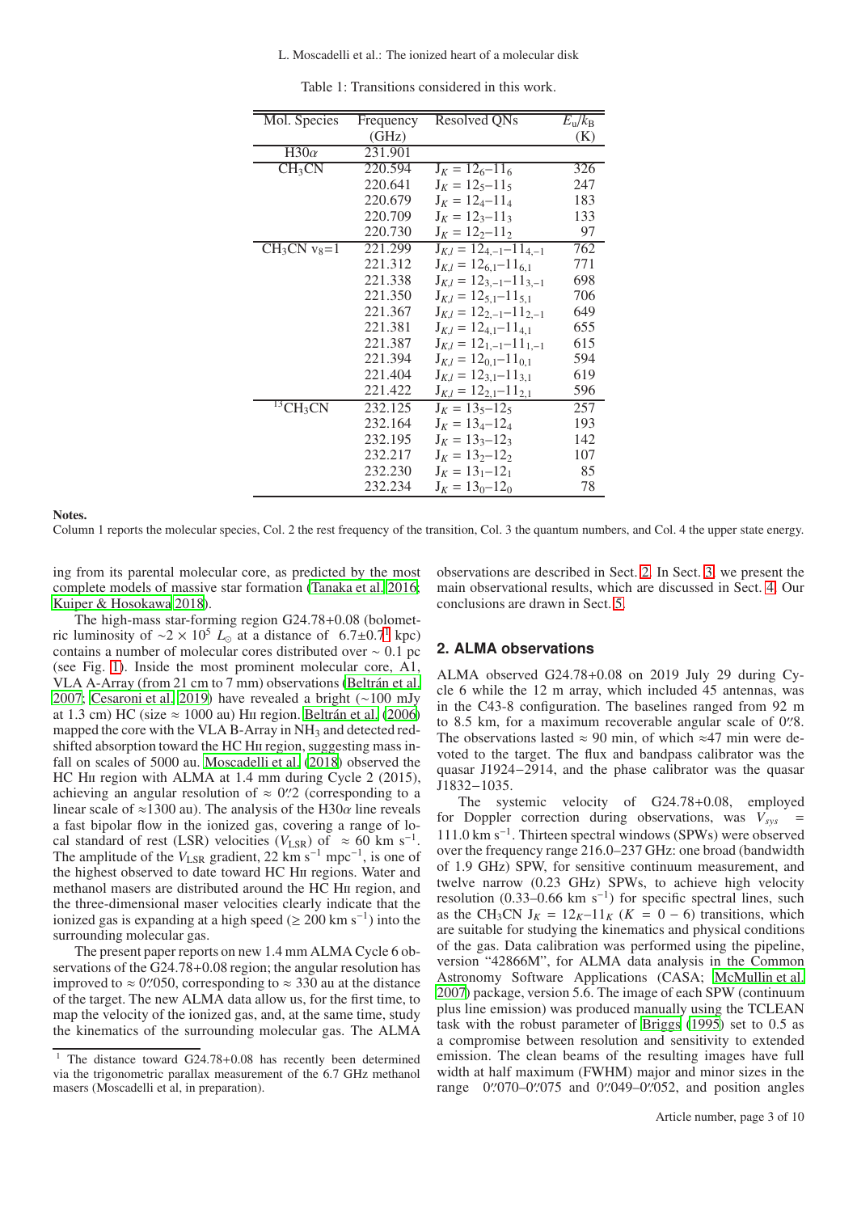Table 1: Transitions considered in this work.

| Mol. Species | Frequency (GHz) | Resolved QNs | $E_u/k_B$ (K) |
|---|---|---|---|
| H30$\alpha$ | 231.901 | | |
| $CH_3CN$ | 220.594 | $J_K = 12_6$–$11_6$ | 326 |
| | 220.641 | $J_K = 12_5$–$11_5$ | 247 |
| | 220.679 | $J_K = 12_4$–$11_4$ | 183 |
| | 220.709 | $J_K = 12_3$–$11_3$ | 133 |
| | 220.730 | $J_K = 12_2$–$11_2$ | 97 |
| $CH_3CN$ $v_8$=1 | 221.299 | $J_{K,l} = 12_{4,-1}$–$11_{4,-1}$ | 762 |
| | 221.312 | $J_{K,l} = 12_{6,1}$–$11_{6,1}$ | 771 |
| | 221.338 | $J_{K,l} = 12_{3,-1}$–$11_{3,-1}$ | 698 |
| | 221.350 | $J_{K,l} = 12_{5,1}$–$11_{5,1}$ | 706 |
| | 221.367 | $J_{K,l} = 12_{2,-1}$–$11_{2,-1}$ | 649 |
| | 221.381 | $J_{K,l} = 12_{4,1}$–$11_{4,1}$ | 655 |
| | 221.387 | $J_{K,l} = 12_{1,-1}$–$11_{1,-1}$ | 615 |
| | 221.394 | $J_{K,l} = 12_{0,1}$–$11_{0,1}$ | 594 |
| | 221.404 | $J_{K,l} = 12_{3,1}$–$11_{3,1}$ | 619 |
| | 221.422 | $J_{K,l} = 12_{2,1}$–$11_{2,1}$ | 596 |
| $^{13}CH_3CN$ | 232.125 | $J_K = 13_5$–$12_5$ | 257 |
| | 232.164 | $J_K = 13_4$–$12_4$ | 193 |
| | 232.195 | $J_K = 13_3$–$12_3$ | 142 |
| | 232.217 | $J_K = 13_2$–$12_2$ | 107 |
| | 232.230 | $J_K = 13_1$–$12_1$ | 85 |
| | 232.234 | $J_K = 13_0$–$12_0$ | 78 |

**Notes.**
Column 1 reports the molecular species, Col. 2 the rest frequency of the transition, Col. 3 the quantum numbers, and Col. 4 the upper state energy.

ing from its parental molecular core, as predicted by the most complete models of massive star formation (Tanaka et al. 2016; Kuiper & Hosokawa 2018).

The high-mass star-forming region G24.78+0.08 (bolometric luminosity of $\sim 2 \times 10^5$ $L_\odot$ at a distance of $6.7 \pm 0.7$[1] kpc) contains a number of molecular cores distributed over $\sim 0.1$ pc (see Fig. 1). Inside the most prominent molecular core, A1, VLA A-Array (from 21 cm to 7 mm) observations (Beltrán et al. 2007; Cesaroni et al. 2019) have revealed a bright ($\sim$100 mJy at 1.3 cm) HC (size $\approx$ 1000 au) HII region. Beltrán et al. (2006) mapped the core with the VLA B-Array in $NH_3$ and detected redshifted absorption toward the HC HII region, suggesting mass infall on scales of 5000 au. Moscadelli et al. (2018) observed the HC HII region with ALMA at 1.4 mm during Cycle 2 (2015), achieving an angular resolution of $\approx$ 0.″2 (corresponding to a linear scale of $\approx$1300 au). The analysis of the H30$\alpha$ line reveals a fast bipolar flow in the ionized gas, covering a range of local standard of rest (LSR) velocities ($V_{LSR}$) of $\approx$ 60 km s$^{-1}$. The amplitude of the $V_{LSR}$ gradient, 22 km s$^{-1}$ mpc$^{-1}$, is one of the highest observed to date toward HC HII regions. Water and methanol masers are distributed around the HC HII region, and the three-dimensional maser velocities clearly indicate that the ionized gas is expanding at a high speed ($\geq$ 200 km s$^{-1}$) into the surrounding molecular gas.

The present paper reports on new 1.4 mm ALMA Cycle 6 observations of the G24.78+0.08 region; the angular resolution has improved to $\approx$ 0.″050, corresponding to $\approx$ 330 au at the distance of the target. The new ALMA data allow us, for the first time, to map the velocity of the ionized gas and, at the same time, study the kinematics of the surrounding molecular gas. The ALMA observations are described in Sect. 2. In Sect. 3, we present the main observational results, which are discussed in Sect. 4. Our conclusions are drawn in Sect. 5.

[1] The distance toward G24.78+0.08 has recently been determined via the trigonometric parallax measurement of the 6.7 GHz methanol masers (Moscadelli et al, in preparation).

## 2. ALMA observations

ALMA observed G24.78+0.08 on 2019 July 29 during Cycle 6 while the 12 m array, which included 45 antennas, was in the C43-8 configuration. The baselines ranged from 92 m to 8.5 km, for a maximum recoverable angular scale of 0.″8. The observations lasted $\approx$ 90 min, of which $\approx$47 min were devoted to the target. The flux and bandpass calibrator was the quasar J1924−2914, and the phase calibrator was the quasar J1832−1035.

The systemic velocity of G24.78+0.08, employed for Doppler correction during observations, was $V_{sys}$ = 111.0 km s$^{-1}$. Thirteen spectral windows (SPWs) were observed over the frequency range 216.0–237 GHz: one broad (bandwidth of 1.9 GHz) SPW, for sensitive continuum measurement, and twelve narrow (0.23 GHz) SPWs, to achieve high velocity resolution (0.33–0.66 km s$^{-1}$) for specific spectral lines, such as the $CH_3CN$ $J_K = 12_K$–$11_K$ ($K$ = 0 − 6) transitions, which are suitable for studying the kinematics and physical conditions of the gas. Data calibration was performed using the pipeline, version "42866M", for ALMA data analysis in the Common Astronomy Software Applications (CASA; McMullin et al. 2007) package, version 5.6. The image of each SPW (continuum plus line emission) was produced manually using the TCLEAN task with the robust parameter of Briggs (1995) set to 0.5 as a compromise between resolution and sensitivity to extended emission. The clean beams of the resulting images have full width at half maximum (FWHM) major and minor sizes in the range 0.″070–0.″075 and 0.″049–0.″052, and position angles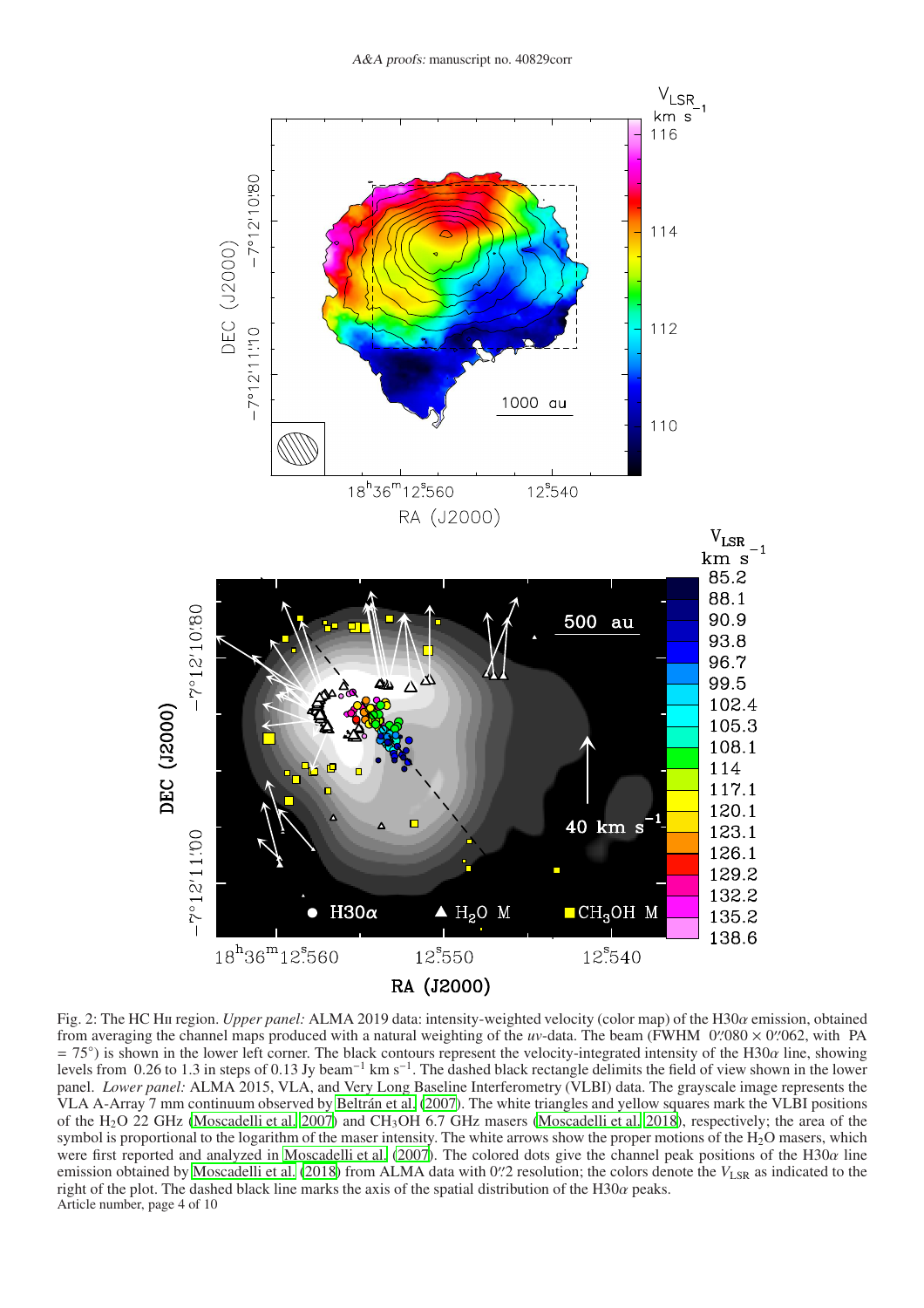Fig. 2: The HC HII region. *Upper panel:* ALMA 2019 data: intensity-weighted velocity (color map) of the H30$\alpha$ emission, obtained from averaging the channel maps produced with a natural weighting of the *uv*-data. The beam (FWHM $0\farcs080 \times 0\farcs062$, with PA = 75°) is shown in the lower left corner. The black contours represent the velocity-integrated intensity of the H30$\alpha$ line, showing levels from 0.26 to 1.3 in steps of 0.13 Jy beam$^{-1}$ km s$^{-1}$. The dashed black rectangle delimits the field of view shown in the lower panel. *Lower panel:* ALMA 2015, VLA, and Very Long Baseline Interferometry (VLBI) data. The grayscale image represents the VLA A-Array 7 mm continuum observed by Beltrán et al. (2007). The white triangles and yellow squares mark the VLBI positions of the $H_2O$ 22 GHz (Moscadelli et al. 2007) and $CH_3OH$ 6.7 GHz masers (Moscadelli et al. 2018), respectively; the area of the symbol is proportional to the logarithm of the maser intensity. The white arrows show the proper motions of the $H_2O$ masers, which were first reported and analyzed in Moscadelli et al. (2007). The colored dots give the channel peak positions of the H30$\alpha$ line emission obtained by Moscadelli et al. (2018) from ALMA data with $0\farcs2$ resolution; the colors denote the $V_{LSR}$ as indicated to the right of the plot. The dashed black line marks the axis of the spatial distribution of the H30$\alpha$ peaks.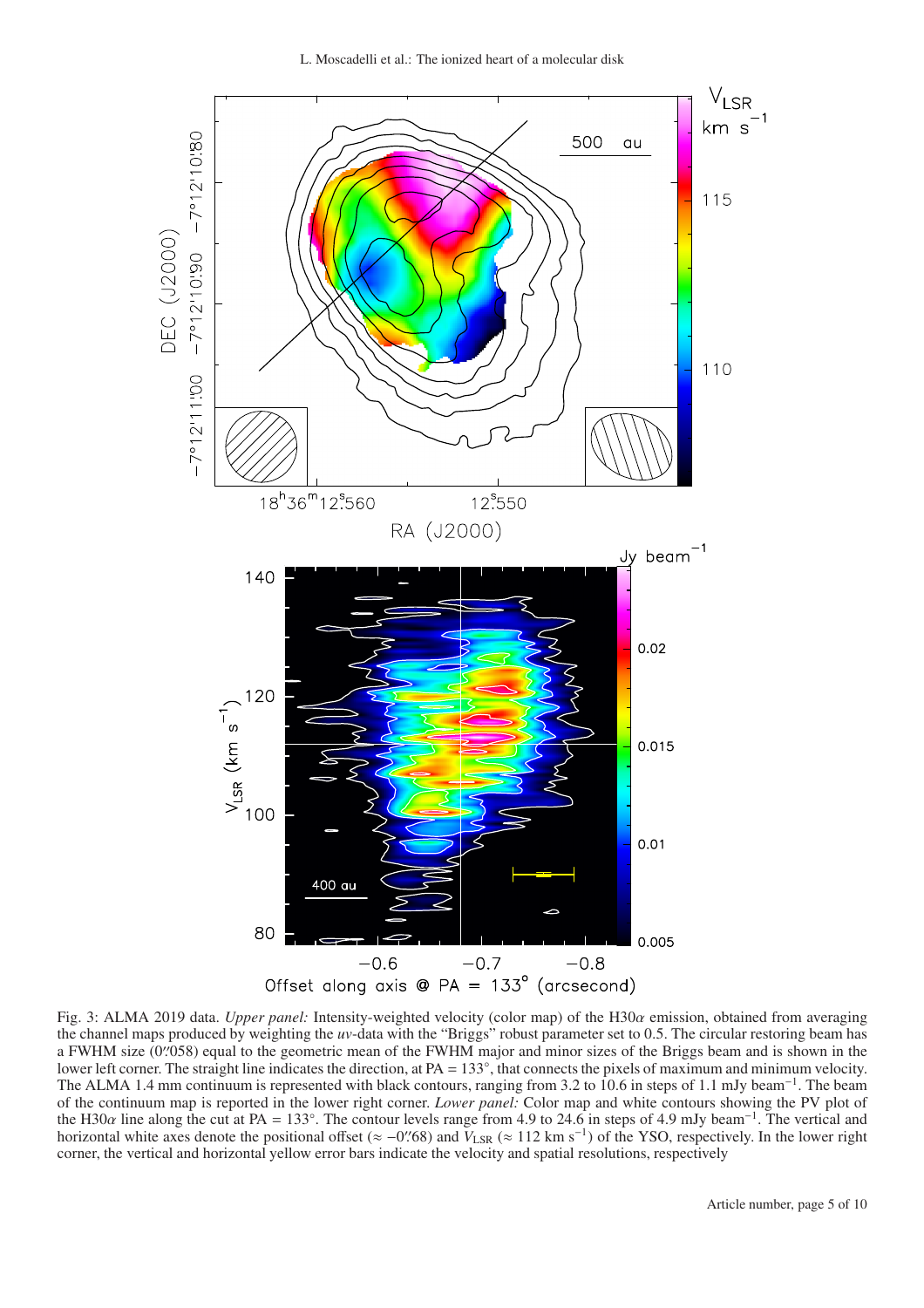Fig. 3: ALMA 2019 data. *Upper panel:* Intensity-weighted velocity (color map) of the H30$\alpha$ emission, obtained from averaging the channel maps produced by weighting the *uv*-data with the "Briggs" robust parameter set to 0.5. The circular restoring beam has a FWHM size (0."058) equal to the geometric mean of the FWHM major and minor sizes of the Briggs beam and is shown in the lower left corner. The straight line indicates the direction, at PA = 133°, that connects the pixels of maximum and minimum velocity. The ALMA 1.4 mm continuum is represented with black contours, ranging from 3.2 to 10.6 in steps of 1.1 mJy beam$^{-1}$. The beam of the continuum map is reported in the lower right corner. *Lower panel:* Color map and white contours showing the PV plot of the H30$\alpha$ line along the cut at PA = 133°. The contour levels range from 4.9 to 24.6 in steps of 4.9 mJy beam$^{-1}$. The vertical and horizontal white axes denote the positional offset ($\approx -0."68$) and $V_{\rm LSR}$ ($\approx 112$ km s$^{-1}$) of the YSO, respectively. In the lower right corner, the vertical and horizontal yellow error bars indicate the velocity and spatial resolutions, respectively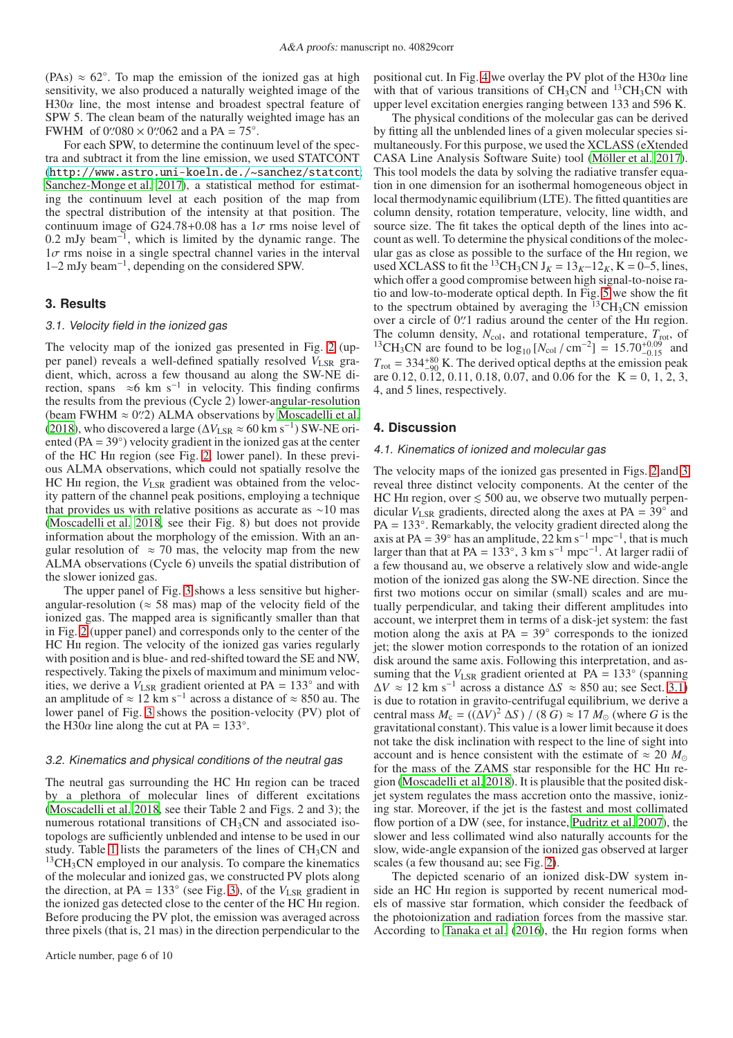(PAs) ≈ 62°. To map the emission of the ionized gas at high sensitivity, we also produced a naturally weighted image of the H30$\alpha$ line, the most intense and broadest spectral feature of SPW 5. The clean beam of the naturally weighted image has an FWHM of 0.″080 × 0.″062 and a PA = 75°.

For each SPW, to determine the continuum level of the spectra and subtract it from the line emission, we used STATCONT (http://www.astro.uni-koeln.de./~sanchez/statcont; Sanchez-Monge et al. 2017), a statistical method for estimating the continuum level at each position of the map from the spectral distribution of the intensity at that position. The continuum image of G24.78+0.08 has a 1$\sigma$ rms noise level of 0.2 mJy beam$^{-1}$, which is limited by the dynamic range. The 1$\sigma$ rms noise in a single spectral channel varies in the interval 1–2 mJy beam$^{-1}$, depending on the considered SPW.

## 3. Results

### 3.1. Velocity field in the ionized gas

The velocity map of the ionized gas presented in Fig. 2 (upper panel) reveals a well-defined spatially resolved $V_{\rm LSR}$ gradient, which, across a few thousand au along the SW-NE direction, spans ≈6 km s$^{-1}$ in velocity. This finding confirms the results from the previous (Cycle 2) lower-angular-resolution (beam FWHM ≈ 0.″2) ALMA observations by Moscadelli et al. (2018), who discovered a large ($\Delta V_{\rm LSR} \approx 60$ km s$^{-1}$) SW-NE oriented (PA = 39°) velocity gradient in the ionized gas at the center of the HC HII region (see Fig. 2, lower panel). In these previous ALMA observations, which could not spatially resolve the HC HII region, the $V_{\rm LSR}$ gradient was obtained from the velocity pattern of the channel peak positions, employing a technique that provides us with relative positions as accurate as ∼10 mas (Moscadelli et al. 2018, see their Fig. 8) but does not provide information about the morphology of the emission. With an angular resolution of ≈ 70 mas, the velocity map from the new ALMA observations (Cycle 6) unveils the spatial distribution of the slower ionized gas.

The upper panel of Fig. 3 shows a less sensitive but higher-angular-resolution (≈ 58 mas) map of the velocity field of the ionized gas. The mapped area is significantly smaller than that in Fig. 2 (upper panel) and corresponds only to the center of the HC HII region. The velocity of the ionized gas varies regularly with position and is blue- and red-shifted toward the SE and NW, respectively. Taking the pixels of maximum and minimum velocities, we derive a $V_{\rm LSR}$ gradient oriented at PA = 133° and with an amplitude of ≈ 12 km s$^{-1}$ across a distance of ≈ 850 au. The lower panel of Fig. 3 shows the position-velocity (PV) plot of the H30$\alpha$ line along the cut at PA = 133°.

### 3.2. Kinematics and physical conditions of the neutral gas

The neutral gas surrounding the HC HII region can be traced by a plethora of molecular lines of different excitations (Moscadelli et al. 2018, see their Table 2 and Figs. 2 and 3); the numerous rotational transitions of $CH_3CN$ and associated isotopologs are sufficiently unblended and intense to be used in our study. Table 1 lists the parameters of the lines of $CH_3CN$ and $^{13}CH_3CN$ employed in our analysis. To compare the kinematics of the molecular and ionized gas, we constructed PV plots along the direction, at PA = 133° (see Fig. 3), of the $V_{\rm LSR}$ gradient in the ionized gas detected close to the center of the HC HII region. Before producing the PV plot, the emission was averaged across three pixels (that is, 21 mas) in the direction perpendicular to the positional cut. In Fig. 4 we overlay the PV plot of the H30$\alpha$ line with that of various transitions of $CH_3CN$ and $^{13}CH_3CN$ with upper level excitation energies ranging between 133 and 596 K.

The physical conditions of the molecular gas can be derived by fitting all the unblended lines of a given molecular species simultaneously. For this purpose, we used the XCLASS (eXtended CASA Line Analysis Software Suite) tool (Möller et al. 2017). This tool models the data by solving the radiative transfer equation in one dimension for an isothermal homogeneous object in local thermodynamic equilibrium (LTE). The fitted quantities are column density, rotation temperature, velocity, line width, and source size. The fit takes the optical depth of the lines into account as well. To determine the physical conditions of the molecular gas as close as possible to the surface of the HII region, we used XCLASS to fit the $^{13}CH_3CN$ $J_K = 13_K$–$12_K$, K = 0–5, lines, which offer a good compromise between high signal-to-noise ratio and low-to-moderate optical depth. In Fig. 5 we show the fit to the spectrum obtained by averaging the $^{13}CH_3CN$ emission over a circle of 0.″1 radius around the center of the HII region. The column density, $N_{\rm col}$, and rotational temperature, $T_{\rm rot}$, of $^{13}CH_3CN$ are found to be $\log_{10}$ [$N_{\rm col}$ / cm$^{-2}$] = $15.70^{+0.09}_{-0.15}$ and $T_{\rm rot} = 334^{+80}_{-90}$ K. The derived optical depths at the emission peak are 0.12, 0.12, 0.11, 0.18, 0.07, and 0.06 for the K = 0, 1, 2, 3, 4, and 5 lines, respectively.

## 4. Discussion

### 4.1. Kinematics of ionized and molecular gas

The velocity maps of the ionized gas presented in Figs. 2 and 3 reveal three distinct velocity components. At the center of the HC HII region, over ≲ 500 au, we observe two mutually perpendicular $V_{\rm LSR}$ gradients, directed along the axes at PA = 39° and PA = 133°. Remarkably, the velocity gradient directed along the axis at PA = 39° has an amplitude, 22 km s$^{-1}$ mpc$^{-1}$, that is much larger than that at PA = 133°, 3 km s$^{-1}$ mpc$^{-1}$. At larger radii of a few thousand au, we observe a relatively slow and wide-angle motion of the ionized gas along the SW-NE direction. Since the first two motions occur on similar (small) scales and are mutually perpendicular, and taking their different amplitudes into account, we interpret them in terms of a disk-jet system: the fast motion along the axis at PA = 39° corresponds to the ionized jet; the slower motion corresponds to the rotation of an ionized disk around the same axis. Following this interpretation, and assuming that the $V_{\rm LSR}$ gradient oriented at PA = 133° (spanning $\Delta V$ ≈ 12 km s$^{-1}$ across a distance $\Delta S$ ≈ 850 au; see Sect. 3.1) is due to rotation in gravito-centrifugal equilibrium, we derive a central mass $M_{\rm c} = ((\Delta V)^2 \, \Delta S) \, / \, (8 \, G) \approx 17 \, M_\odot$ (where $G$ is the gravitational constant). This value is a lower limit because it does not take the disk inclination with respect to the line of sight into account and is hence consistent with the estimate of ≈ 20 $M_\odot$ for the mass of the ZAMS star responsible for the HC HII region (Moscadelli et al. 2018). It is plausible that the posited disk-jet system regulates the mass accretion onto the massive, ionizing star. Moreover, if the jet is the fastest and most collimated flow portion of a DW (see, for instance, Pudritz et al. 2007), the slower and less collimated wind also naturally accounts for the slow, wide-angle expansion of the ionized gas observed at larger scales (a few thousand au; see Fig. 2).

The depicted scenario of an ionized disk-DW system inside an HC HII region is supported by recent numerical models of massive star formation, which consider the feedback of the photoionization and radiation forces from the massive star. According to Tanaka et al. (2016), the HII region forms when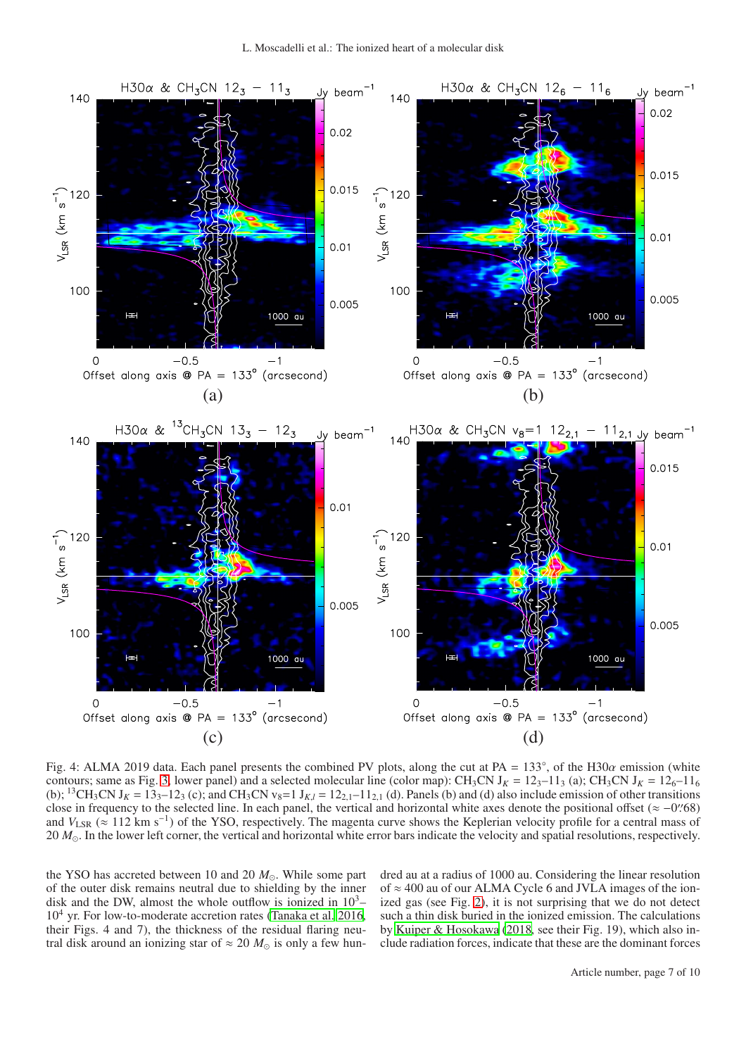Fig. 4: ALMA 2019 data. Each panel presents the combined PV plots, along the cut at PA = 133°, of the H30α emission (white contours; same as Fig. 3, lower panel) and a selected molecular line (color map): $CH_3CN$ $J_K = 12_3$–$11_3$ (a); $CH_3CN$ $J_K = 12_6$–$11_6$ (b); $^{13}CH_3CN$ $J_K = 13_3$–$12_3$ (c); and $CH_3CN$ $v_8$=1 $J_{K,l} = 12_{2,1}$–$11_{2,1}$ (d). Panels (b) and (d) also include emission of other transitions close in frequency to the selected line. In each panel, the vertical and horizontal white axes denote the positional offset (≈ −0.″68) and $V_{LSR}$ (≈ 112 km s$^{-1}$) of the YSO, respectively. The magenta curve shows the Keplerian velocity profile for a central mass of 20 $M_\odot$. In the lower left corner, the vertical and horizontal white error bars indicate the velocity and spatial resolutions, respectively.

the YSO has accreted between 10 and 20 $M_\odot$. While some part of the outer disk remains neutral due to shielding by the inner disk and the DW, almost the whole outflow is ionized in $10^3$–$10^4$ yr. For low-to-moderate accretion rates (Tanaka et al. 2016, their Figs. 4 and 7), the thickness of the residual flaring neutral disk around an ionizing star of ≈ 20 $M_\odot$ is only a few hundred au at a radius of 1000 au. Considering the linear resolution of ≈ 400 au of our ALMA Cycle 6 and JVLA images of the ionized gas (see Fig. 2), it is not surprising that we do not detect such a thin disk buried in the ionized emission. The calculations by Kuiper & Hosokawa (2018, see their Fig. 19), which also include radiation forces, indicate that these are the dominant forces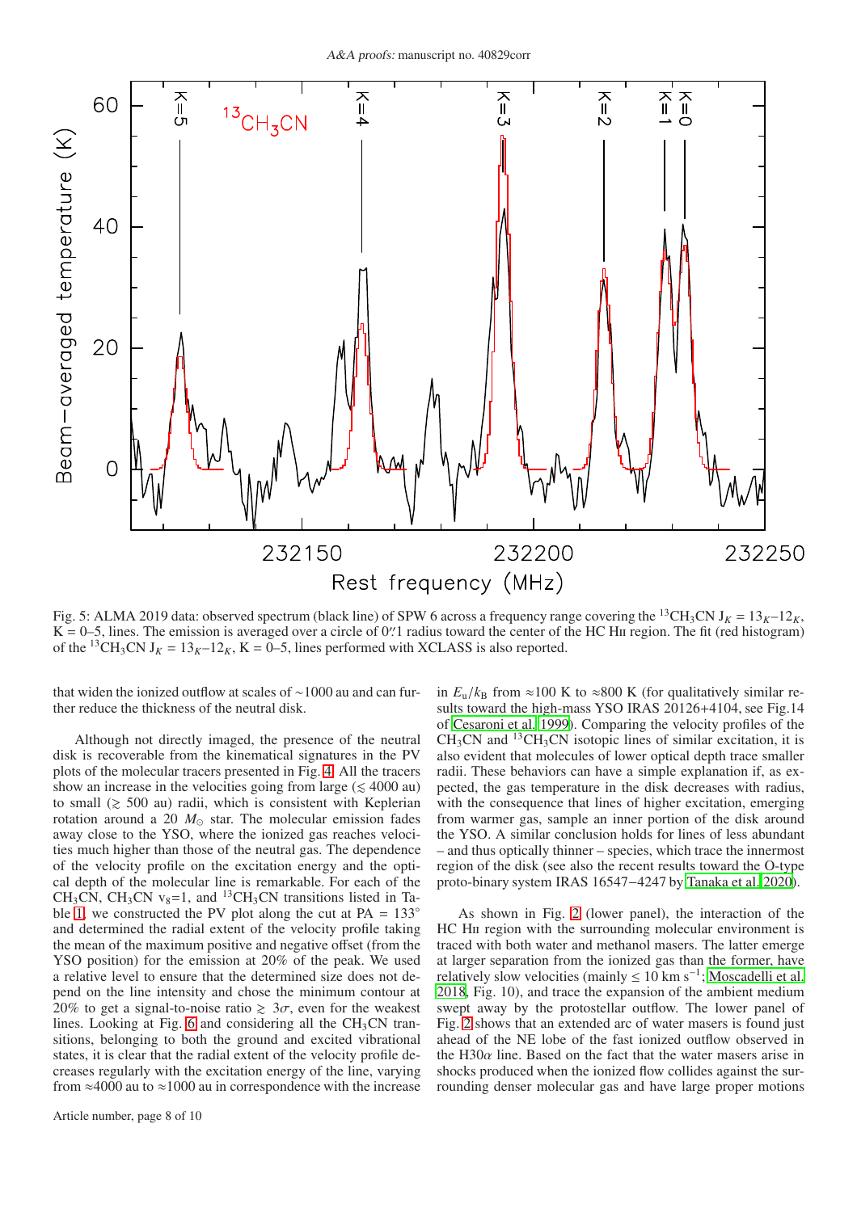Fig. 5: ALMA 2019 data: observed spectrum (black line) of SPW 6 across a frequency range covering the $^{13}CH_3CN$ $J_K = 13_K–12_K$, K = 0–5, lines. The emission is averaged over a circle of 0.″1 radius toward the center of the HC Hɪɪ region. The fit (red histogram) of the $^{13}CH_3CN$ $J_K = 13_K–12_K$, K = 0–5, lines performed with XCLASS is also reported.

that widen the ionized outflow at scales of ∼1000 au and can further reduce the thickness of the neutral disk.

Although not directly imaged, the presence of the neutral disk is recoverable from the kinematical signatures in the PV plots of the molecular tracers presented in Fig. 4. All the tracers show an increase in the velocities going from large ($\lesssim$ 4000 au) to small ($\gtrsim$ 500 au) radii, which is consistent with Keplerian rotation around a 20 $M_\odot$ star. The molecular emission fades away close to the YSO, where the ionized gas reaches velocities much higher than those of the neutral gas. The dependence of the velocity profile on the excitation energy and the optical depth of the molecular line is remarkable. For each of the $CH_3CN$, $CH_3CN$ $v_8$=1, and $^{13}CH_3CN$ transitions listed in Table 1, we constructed the PV plot along the cut at PA = 133° and determined the radial extent of the velocity profile taking the mean of the maximum positive and negative offset (from the YSO position) for the emission at 20% of the peak. We used a relative level to ensure that the determined size does not depend on the line intensity and chose the minimum contour at 20% to get a signal-to-noise ratio $\gtrsim 3\sigma$, even for the weakest lines. Looking at Fig. 6 and considering all the $CH_3CN$ transitions, belonging to both the ground and excited vibrational states, it is clear that the radial extent of the velocity profile decreases regularly with the excitation energy of the line, varying from ≈4000 au to ≈1000 au in correspondence with the increase in $E_u/k_B$ from ≈100 K to ≈800 K (for qualitatively similar results toward the high-mass YSO IRAS 20126+4104, see Fig.14 of Cesaroni et al. 1999). Comparing the velocity profiles of the $CH_3CN$ and $^{13}CH_3CN$ isotopic lines of similar excitation, it is also evident that molecules of lower optical depth trace smaller radii. These behaviors can have a simple explanation if, as expected, the gas temperature in the disk decreases with radius, with the consequence that lines of higher excitation, emerging from warmer gas, sample an inner portion of the disk around the YSO. A similar conclusion holds for lines of less abundant – and thus optically thinner – species, which trace the innermost region of the disk (see also the recent results toward the O-type proto-binary system IRAS 16547−4247 by Tanaka et al. 2020).

As shown in Fig. 2 (lower panel), the interaction of the HC Hɪɪ region with the surrounding molecular environment is traced with both water and methanol masers. The latter emerge at larger separation from the ionized gas than the former, have relatively slow velocities (mainly ≤ 10 km s$^{-1}$; Moscadelli et al. 2018, Fig. 10), and trace the expansion of the ambient medium swept away by the protostellar outflow. The lower panel of Fig. 2 shows that an extended arc of water masers is found just ahead of the NE lobe of the fast ionized outflow observed in the H30$\alpha$ line. Based on the fact that the water masers arise in shocks produced when the ionized flow collides against the surrounding denser molecular gas and have large proper motions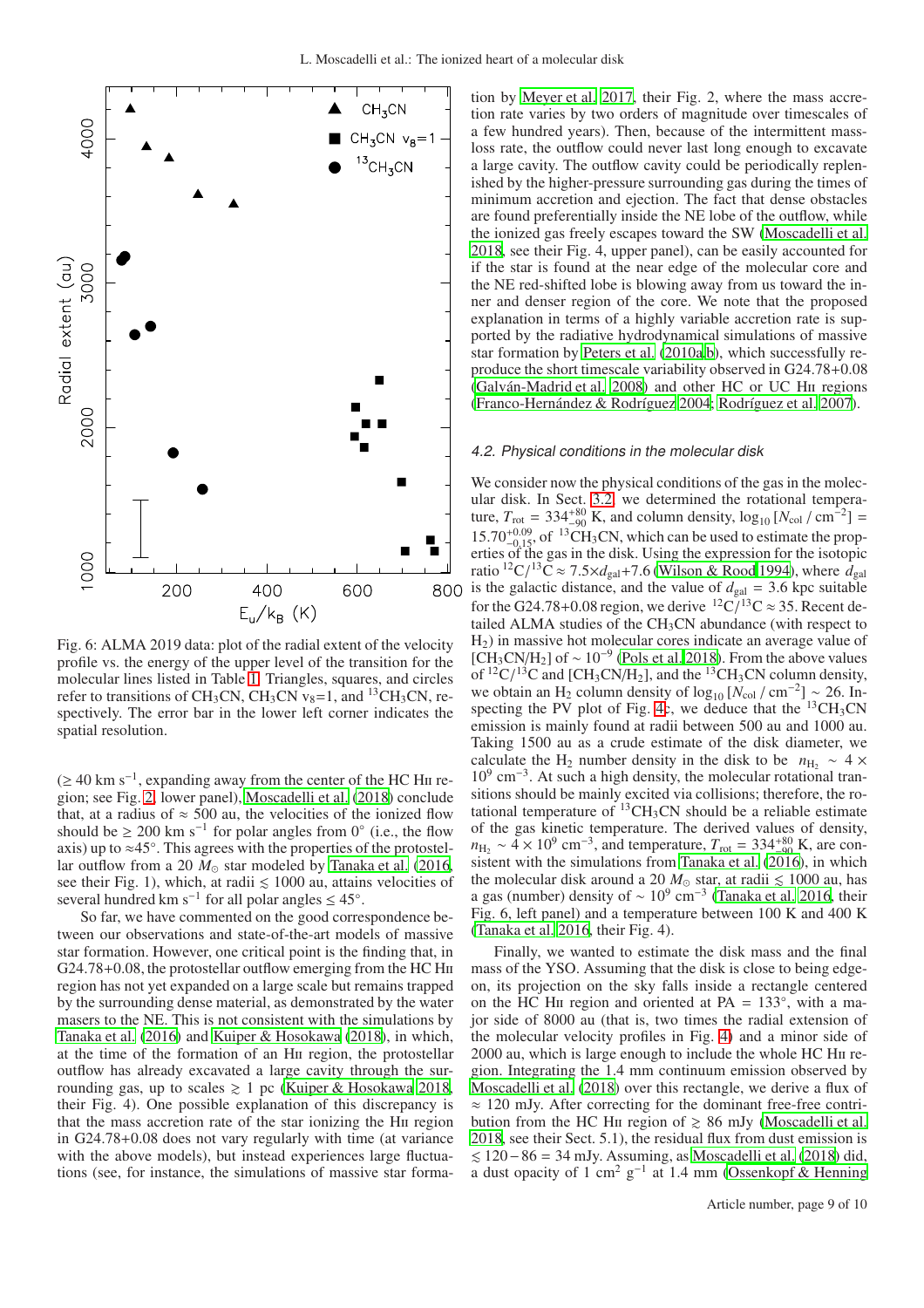Fig. 6: ALMA 2019 data: plot of the radial extent of the velocity profile vs. the energy of the upper level of the transition for the molecular lines listed in Table 1. Triangles, squares, and circles refer to transitions of $CH_3CN$, $CH_3CN$ $v_8$=1, and $^{13}CH_3CN$, respectively. The error bar in the lower left corner indicates the spatial resolution.

($\geq 40$ km s$^{-1}$, expanding away from the center of the HC HII region; see Fig. 2, lower panel), Moscadelli et al. (2018) conclude that, at a radius of $\approx 500$ au, the velocities of the ionized flow should be $\geq 200$ km s$^{-1}$ for polar angles from 0° (i.e., the flow axis) up to ≈45°. This agrees with the properties of the protostellar outflow from a 20 $M_{\odot}$ star modeled by Tanaka et al. (2016, see their Fig. 1), which, at radii $\lesssim 1000$ au, attains velocities of several hundred km s$^{-1}$ for all polar angles $\leq 45°$.

So far, we have commented on the good correspondence between our observations and state-of-the-art models of massive star formation. However, one critical point is the finding that, in G24.78+0.08, the protostellar outflow emerging from the HC HII region has not yet expanded on a large scale but remains trapped by the surrounding dense material, as demonstrated by the water masers to the NE. This is not consistent with the simulations by Tanaka et al. (2016) and Kuiper & Hosokawa (2018), in which, at the time of the formation of an HII region, the protostellar outflow has already excavated a large cavity through the surrounding gas, up to scales $\gtrsim 1$ pc (Kuiper & Hosokawa 2018, their Fig. 4). One possible explanation of this discrepancy is that the mass accretion rate of the star ionizing the HII region in G24.78+0.08 does not vary regularly with time (at variance with the above models), but instead experiences large fluctuations (see, for instance, the simulations of massive star formation by Meyer et al. 2017, their Fig. 2, where the mass accretion rate varies by two orders of magnitude over timescales of a few hundred years). Then, because of the intermittent mass-loss rate, the outflow could never last long enough to excavate a large cavity. The outflow cavity could be periodically replenished by the higher-pressure surrounding gas during the times of minimum accretion and ejection. The fact that dense obstacles are found preferentially inside the NE lobe of the outflow, while the ionized gas freely escapes toward the SW (Moscadelli et al. 2018, see their Fig. 4, upper panel), can be easily accounted for if the star is found at the near edge of the molecular core and the NE red-shifted lobe is blowing away from us toward the inner and denser region of the core. We note that the proposed explanation in terms of a highly variable accretion rate is supported by the radiative hydrodynamical simulations of massive star formation by Peters et al. (2010a,b), which successfully reproduce the short timescale variability observed in G24.78+0.08 (Galván-Madrid et al. 2008) and other HC or UC HII regions (Franco-Hernández & Rodríguez 2004; Rodríguez et al. 2007).

### 4.2. Physical conditions in the molecular disk

We consider now the physical conditions of the gas in the molecular disk. In Sect. 3.2, we determined the rotational temperature, $T_{\rm rot} = 334^{+80}_{-90}$ K, and column density, $\log_{10}$ [$N_{\rm col}$ / cm$^{-2}$] = $15.70^{+0.09}_{-0.15}$, of $^{13}CH_3CN$, which can be used to estimate the properties of the gas in the disk. Using the expression for the isotopic ratio $^{12}C/^{13}C \approx 7.5{\times}d_{\rm gal}+7.6$ (Wilson & Rood 1994), where $d_{\rm gal}$ is the galactic distance, and the value of $d_{\rm gal}$ = 3.6 kpc suitable for the G24.78+0.08 region, we derive $^{12}C/^{13}C \approx 35$. Recent detailed ALMA studies of the $CH_3CN$ abundance (with respect to $H_2$) in massive hot molecular cores indicate an average value of [$CH_3CN/H_2$] of $\sim 10^{-9}$ (Pols et al. 2018). From the above values of $^{12}C/^{13}C$ and [$CH_3CN/H_2$], and the $^{13}CH_3CN$ column density, we obtain an $H_2$ column density of $\log_{10}$ [$N_{\rm col}$ / cm$^{-2}$] $\sim 26$. Inspecting the PV plot of Fig. 4c, we deduce that the $^{13}CH_3CN$ emission is mainly found at radii between 500 au and 1000 au. Taking 1500 au as a crude estimate of the disk diameter, we calculate the $H_2$ number density in the disk to be $n_{H_2} \sim 4 \times 10^9$ cm$^{-3}$. At such a high density, the molecular rotational transitions should be mainly excited via collisions; therefore, the rotational temperature of $^{13}CH_3CN$ should be a reliable estimate of the gas kinetic temperature. The derived values of density, $n_{H_2} \sim 4 \times 10^9$ cm$^{-3}$, and temperature, $T_{\rm rot} = 334^{+80}_{-90}$ K, are consistent with the simulations from Tanaka et al. (2016), in which the molecular disk around a 20 $M_{\odot}$ star, at radii $\lesssim 1000$ au, has a gas (number) density of $\sim 10^9$ cm$^{-3}$ (Tanaka et al. 2016, their Fig. 6, left panel) and a temperature between 100 K and 400 K (Tanaka et al. 2016, their Fig. 4).

Finally, we wanted to estimate the disk mass and the final mass of the YSO. Assuming that the disk is close to being edge-on, its projection on the sky falls inside a rectangle centered on the HC HII region and oriented at PA = 133°, with a major side of 8000 au (that is, two times the radial extension of the molecular velocity profiles in Fig. 4) and a minor side of 2000 au, which is large enough to include the whole HC HII region. Integrating the 1.4 mm continuum emission observed by Moscadelli et al. (2018) over this rectangle, we derive a flux of $\approx 120$ mJy. After correcting for the dominant free-free contribution from the HC HII region of $\gtrsim 86$ mJy (Moscadelli et al. 2018, see their Sect. 5.1), the residual flux from dust emission is $\lesssim 120 - 86 = 34$ mJy. Assuming, as Moscadelli et al. (2018) did, a dust opacity of 1 cm$^2$ g$^{-1}$ at 1.4 mm (Ossenkopf & Henning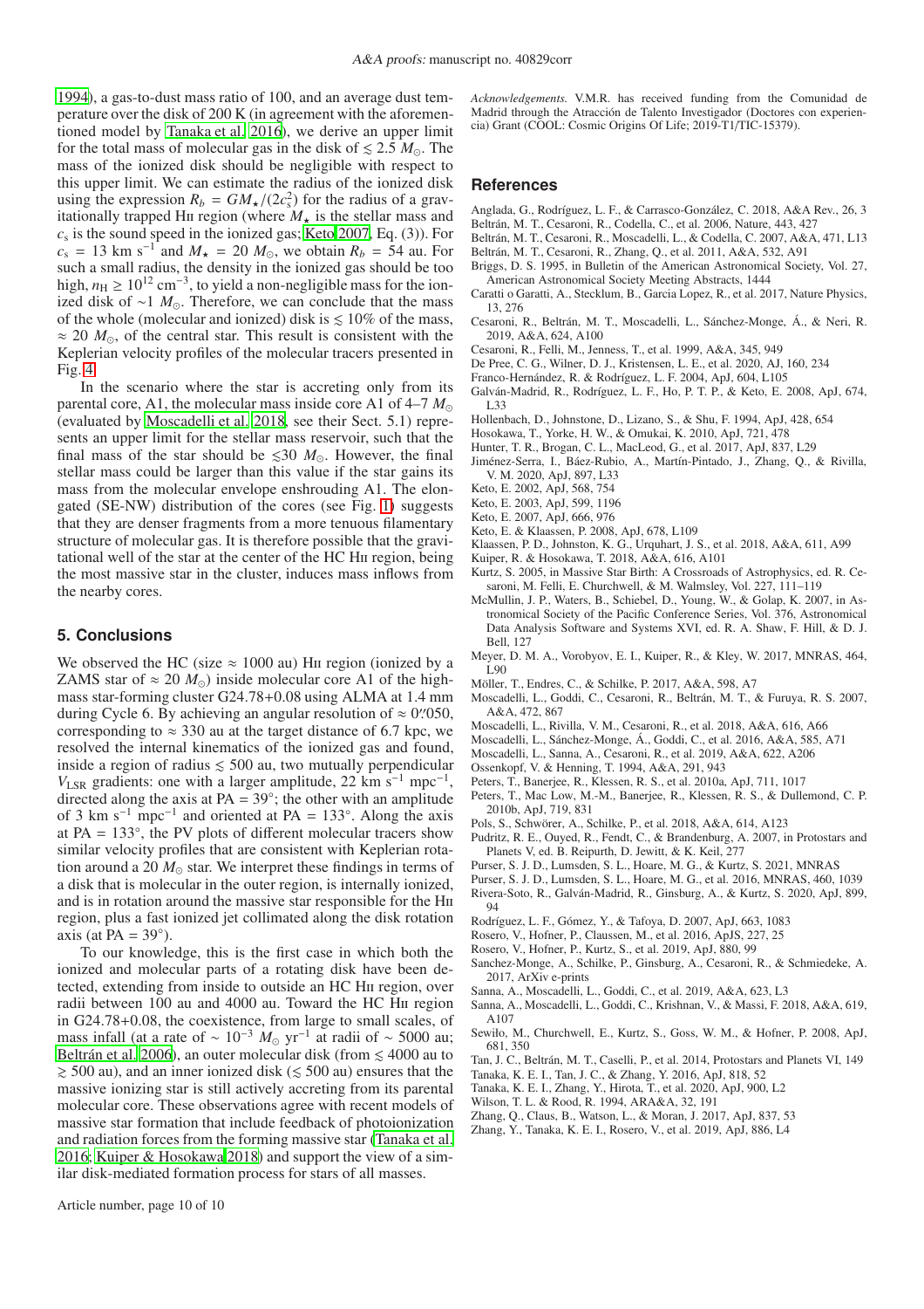1994), a gas-to-dust mass ratio of 100, and an average dust temperature over the disk of 200 K (in agreement with the aforementioned model by Tanaka et al. 2016), we derive an upper limit for the total mass of molecular gas in the disk of $\lesssim 2.5\ M_{\odot}$. The mass of the ionized disk should be negligible with respect to this upper limit. We can estimate the radius of the ionized disk using the expression $R_b = GM_{\star}/(2c_s^2)$ for the radius of a gravitationally trapped HII region (where $M_{\star}$ is the stellar mass and $c_s$ is the sound speed in the ionized gas; Keto 2007, Eq. (3)). For $c_s = 13$ km s$^{-1}$ and $M_{\star} = 20\ M_{\odot}$, we obtain $R_b = 54$ au. For such a small radius, the density in the ionized gas should be too high, $n_{\rm H} \geq 10^{12}$ cm$^{-3}$, to yield a non-negligible mass for the ionized disk of $\sim 1\ M_{\odot}$. Therefore, we can conclude that the mass of the whole (molecular and ionized) disk is $\lesssim 10\%$ of the mass, $\approx 20\ M_{\odot}$, of the central star. This result is consistent with the Keplerian velocity profiles of the molecular tracers presented in Fig. 4.

In the scenario where the star is accreting only from its parental core, A1, the molecular mass inside core A1 of 4–7 $M_{\odot}$ (evaluated by Moscadelli et al. 2018, see their Sect. 5.1) represents an upper limit for the stellar mass reservoir, such that the final mass of the star should be $\lesssim 30\ M_{\odot}$. However, the final stellar mass could be larger than this value if the star gains its mass from the molecular envelope enshrouding A1. The elongated (SE-NW) distribution of the cores (see Fig. 1) suggests that they are denser fragments from a more tenuous filamentary structure of molecular gas. It is therefore possible that the gravitational well of the star at the center of the HC HII region, being the most massive star in the cluster, induces mass inflows from the nearby cores.

## 5. Conclusions

We observed the HC (size $\approx 1000$ au) HII region (ionized by a ZAMS star of $\approx 20\ M_{\odot}$) inside molecular core A1 of the high-mass star-forming cluster G24.78+0.08 using ALMA at 1.4 mm during Cycle 6. By achieving an angular resolution of $\approx 0\farcs050$, corresponding to $\approx 330$ au at the target distance of 6.7 kpc, we resolved the internal kinematics of the ionized gas and found, inside a region of radius $\lesssim 500$ au, two mutually perpendicular $V_{\rm LSR}$ gradients: one with a larger amplitude, 22 km s$^{-1}$ mpc$^{-1}$, directed along the axis at PA = 39°; the other with an amplitude of 3 km s$^{-1}$ mpc$^{-1}$ and oriented at PA = 133°. Along the axis at PA = 133°, the PV plots of different molecular tracers show similar velocity profiles that are consistent with Keplerian rotation around a 20 $M_{\odot}$ star. We interpret these findings in terms of a disk that is molecular in the outer region, is internally ionized, and is in rotation around the massive star responsible for the HII region, plus a fast ionized jet collimated along the disk rotation axis (at PA = 39°).

To our knowledge, this is the first case in which both the ionized and molecular parts of a rotating disk have been detected, extending from inside to outside an HC HII region, over radii between 100 au and 4000 au. Toward the HC HII region in G24.78+0.08, the coexistence, from large to small scales, of mass infall (at a rate of $\sim 10^{-3}\ M_{\odot}$ yr$^{-1}$ at radii of $\sim 5000$ au; Beltrán et al. 2006), an outer molecular disk (from $\lesssim 4000$ au to $\gtrsim 500$ au), and an inner ionized disk ($\lesssim 500$ au) ensures that the massive ionizing star is still actively accreting from its parental molecular core. These observations agree with recent models of massive star formation that include feedback of photoionization and radiation forces from the forming massive star (Tanaka et al. 2016; Kuiper & Hosokawa 2018) and support the view of a similar disk-mediated formation process for stars of all masses.

*Acknowledgements.* V.M.R. has received funding from the Comunidad de Madrid through the Atracción de Talento Investigador (Doctores con experiencia) Grant (COOL: Cosmic Origins Of Life; 2019-T1/TIC-15379).

## References

Anglada, G., Rodríguez, L. F., & Carrasco-González, C. 2018, A&A Rev., 26, 3
Beltrán, M. T., Cesaroni, R., Codella, C., et al. 2006, Nature, 443, 427
Beltrán, M. T., Cesaroni, R., Moscadelli, L., & Codella, C. 2007, A&A, 471, L13
Beltrán, M. T., Cesaroni, R., Zhang, Q., et al. 2011, A&A, 532, A91
Briggs, D. S. 1995, in Bulletin of the American Astronomical Society, Vol. 27, American Astronomical Society Meeting Abstracts, 1444
Caratti o Garatti, A., Stecklum, B., Garcia Lopez, R., et al. 2017, Nature Physics, 13, 276
Cesaroni, R., Beltrán, M. T., Moscadelli, L., Sánchez-Monge, Á., & Neri, R. 2019, A&A, 624, A100
Cesaroni, R., Felli, M., Jenness, T., et al. 1999, A&A, 345, 949
De Pree, C. G., Wilner, D. J., Kristensen, L. E., et al. 2020, AJ, 160, 234
Franco-Hernández, R. & Rodríguez, L. F. 2004, ApJ, 604, L105
Galván-Madrid, R., Rodríguez, L. F., Ho, P. T. P., & Keto, E. 2008, ApJ, 674, L33
Hollenbach, D., Johnstone, D., Lizano, S., & Shu, F. 1994, ApJ, 428, 654
Hosokawa, T., Yorke, H. W., & Omukai, K. 2010, ApJ, 721, 478
Hunter, T. R., Brogan, C. L., MacLeod, G., et al. 2017, ApJ, 837, L29
Jiménez-Serra, I., Báez-Rubio, A., Martín-Pintado, J., Zhang, Q., & Rivilla, V. M. 2020, ApJ, 897, L33
Keto, E. 2002, ApJ, 568, 754
Keto, E. 2003, ApJ, 599, 1196
Keto, E. 2007, ApJ, 666, 976
Keto, E. & Klaassen, P. 2008, ApJ, 678, L109
Klaassen, P. D., Johnston, K. G., Urquhart, J. S., et al. 2018, A&A, 611, A99
Kuiper, R. & Hosokawa, T. 2018, A&A, 616, A101
Kurtz, S. 2005, in Massive Star Birth: A Crossroads of Astrophysics, ed. R. Cesaroni, M. Felli, E. Churchwell, & M. Walmsley, Vol. 227, 111–119
McMullin, J. P., Waters, B., Schiebel, D., Young, W., & Golap, K. 2007, in Astronomical Society of the Pacific Conference Series, Vol. 376, Astronomical Data Analysis Software and Systems XVI, ed. R. A. Shaw, F. Hill, & D. J. Bell, 127
Meyer, D. M. A., Vorobyov, E. I., Kuiper, R., & Kley, W. 2017, MNRAS, 464, L90
Möller, T., Endres, C., & Schilke, P. 2017, A&A, 598, A7
Moscadelli, L., Goddi, C., Cesaroni, R., Beltrán, M. T., & Furuya, R. S. 2007, A&A, 472, 867
Moscadelli, L., Rivilla, V. M., Cesaroni, R., et al. 2018, A&A, 616, A66
Moscadelli, L., Sánchez-Monge, Á., Goddi, C., et al. 2016, A&A, 585, A71
Moscadelli, L., Sanna, A., Cesaroni, R., et al. 2019, A&A, 622, A206
Ossenkopf, V. & Henning, T. 1994, A&A, 291, 943
Peters, T., Banerjee, R., Klessen, R. S., et al. 2010a, ApJ, 711, 1017
Peters, T., Mac Low, M.-M., Banerjee, R., Klessen, R. S., & Dullemond, C. P. 2010b, ApJ, 719, 831
Pols, S., Schwörer, A., Schilke, P., et al. 2018, A&A, 614, A123
Pudritz, R. E., Ouyed, R., Fendt, C., & Brandenburg, A. 2007, in Protostars and Planets V, ed. B. Reipurth, D. Jewitt, & K. Keil, 277
Purser, S. J. D., Lumsden, S. L., Hoare, M. G., & Kurtz, S. 2021, MNRAS
Purser, S. J. D., Lumsden, S. L., Hoare, M. G., et al. 2016, MNRAS, 460, 1039
Rivera-Soto, R., Galván-Madrid, R., Ginsburg, A., & Kurtz, S. 2020, ApJ, 899, 94
Rodríguez, L. F., Gómez, Y., & Tafoya, D. 2007, ApJ, 663, 1083
Rosero, V., Hofner, P., Claussen, M., et al. 2016, ApJS, 227, 25
Rosero, V., Hofner, P., Kurtz, S., et al. 2019, ApJ, 880, 99
Sanchez-Monge, A., Schilke, P., Ginsburg, A., Cesaroni, R., & Schmiedeke, A. 2017, ArXiv e-prints
Sanna, A., Moscadelli, L., Goddi, C., et al. 2019, A&A, 623, L3
Sanna, A., Moscadelli, L., Goddi, C., Krishnan, V., & Massi, F. 2018, A&A, 619, A107
Sewiło, M., Churchwell, E., Kurtz, S., Goss, W. M., & Hofner, P. 2008, ApJ, 681, 350
Tan, J. C., Beltrán, M. T., Caselli, P., et al. 2014, Protostars and Planets VI, 149
Tanaka, K. E. I., Tan, J. C., & Zhang, Y. 2016, ApJ, 818, 52
Tanaka, K. E. I., Zhang, Y., Hirota, T., et al. 2020, ApJ, 900, L2
Wilson, T. L. & Rood, R. 1994, ARA&A, 32, 191
Zhang, Q., Claus, B., Watson, L., & Moran, J. 2017, ApJ, 837, 53
Zhang, Y., Tanaka, K. E. I., Rosero, V., et al. 2019, ApJ, 886, L4